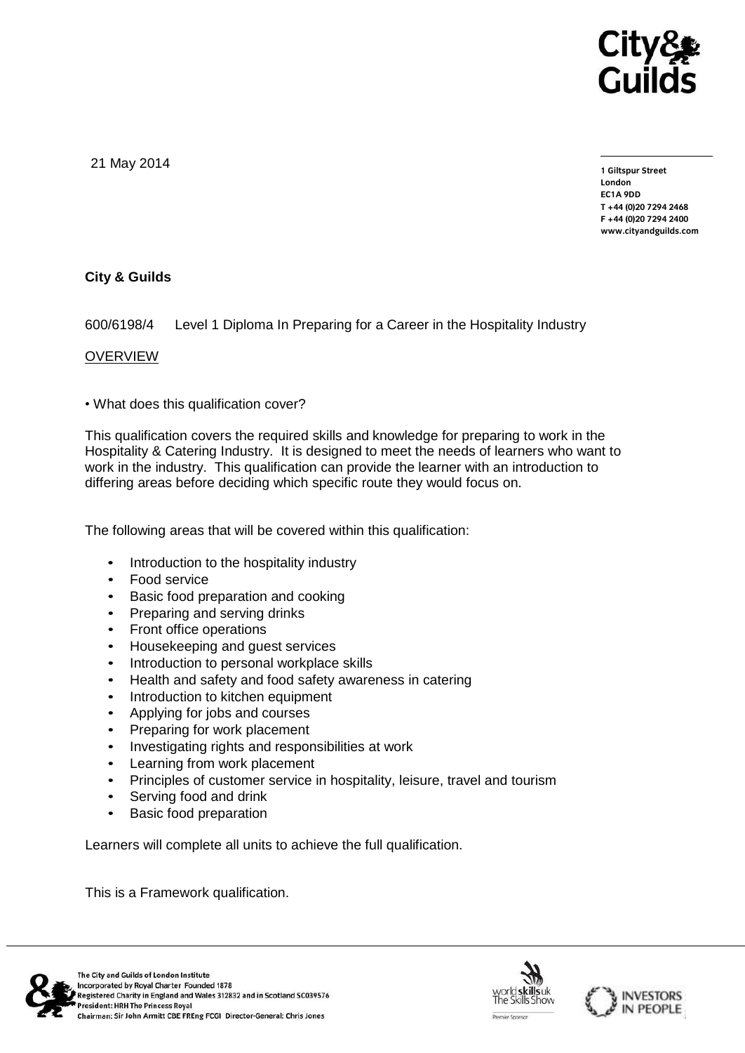21 May 2014

1 Giltspur Street
London
EC1A 9DD
T +44 (0)20 7294 2468
F +44 (0)20 7294 2400
www.cityandguilds.com

**City & Guilds**

600/6198/4 Level 1 Diploma In Preparing for a Career in the Hospitality Industry

OVERVIEW

• What does this qualification cover?

This qualification covers the required skills and knowledge for preparing to work in the Hospitality & Catering Industry. It is designed to meet the needs of learners who want to work in the industry. This qualification can provide the learner with an introduction to differing areas before deciding which specific route they would focus on.

The following areas that will be covered within this qualification:

- Introduction to the hospitality industry
- Food service
- Basic food preparation and cooking
- Preparing and serving drinks
- Front office operations
- Housekeeping and guest services
- Introduction to personal workplace skills
- Health and safety and food safety awareness in catering
- Introduction to kitchen equipment
- Applying for jobs and courses
- Preparing for work placement
- Investigating rights and responsibilities at work
- Learning from work placement
- Principles of customer service in hospitality, leisure, travel and tourism
- Serving food and drink
- Basic food preparation

Learners will complete all units to achieve the full qualification.

This is a Framework qualification.

The City and Guilds of London Institute
Incorporated by Royal Charter Founded 1878
Registered Charity in England and Wales 312832 and in Scotland SC039576
President: HRH The Princess Royal
Chairman: Sir John Armitt CBE FREng FCGI Director-General: Chris Jones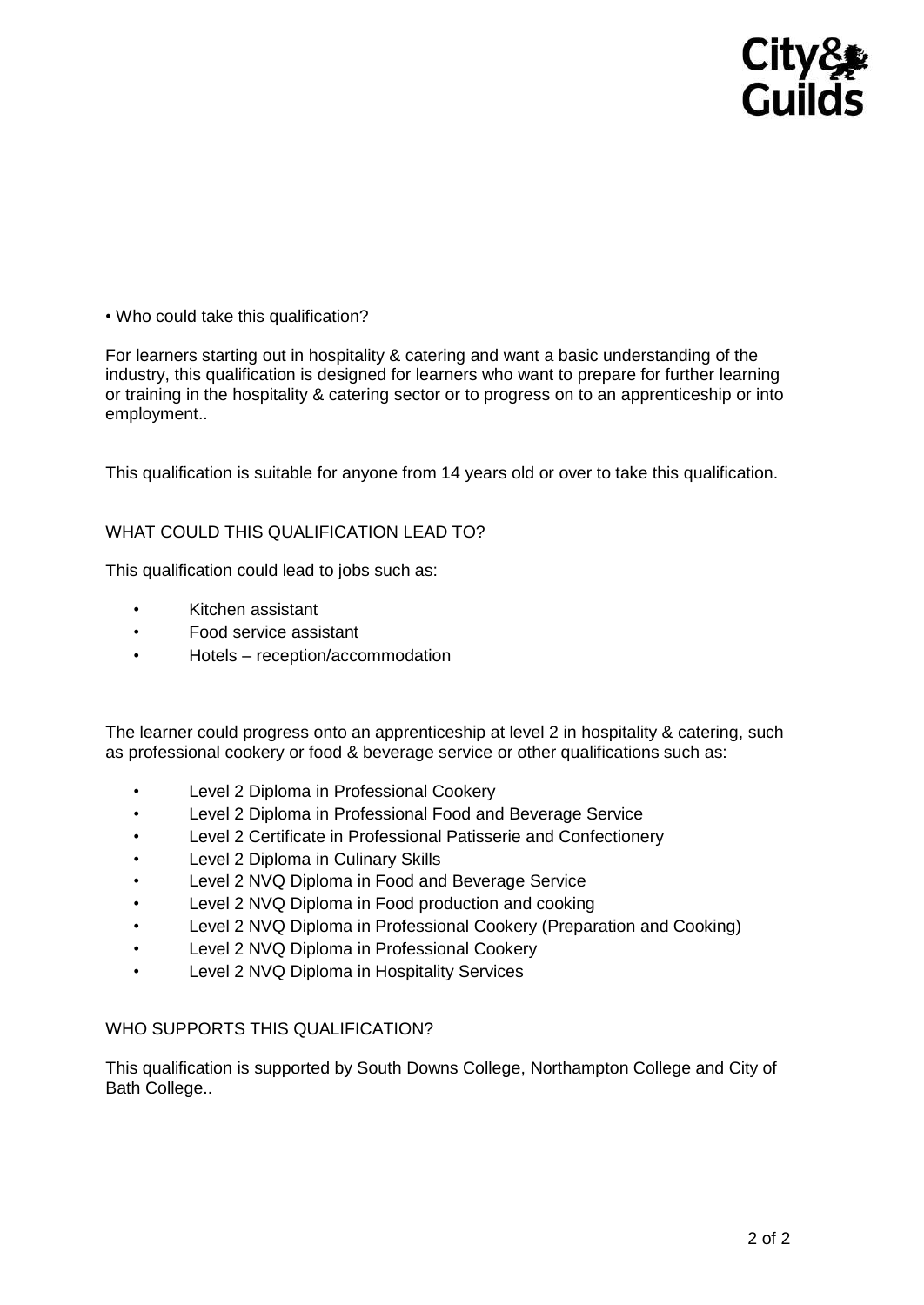• Who could take this qualification?

For learners starting out in hospitality & catering and want a basic understanding of the industry, this qualification is designed for learners who want to prepare for further learning or training in the hospitality & catering sector or to progress on to an apprenticeship or into employment..

This qualification is suitable for anyone from 14 years old or over to take this qualification.

## WHAT COULD THIS QUALIFICATION LEAD TO?

This qualification could lead to jobs such as:

- Kitchen assistant
- Food service assistant
- Hotels – reception/accommodation

The learner could progress onto an apprenticeship at level 2 in hospitality & catering, such as professional cookery or food & beverage service or other qualifications such as:

- Level 2 Diploma in Professional Cookery
- Level 2 Diploma in Professional Food and Beverage Service
- Level 2 Certificate in Professional Patisserie and Confectionery
- Level 2 Diploma in Culinary Skills
- Level 2 NVQ Diploma in Food and Beverage Service
- Level 2 NVQ Diploma in Food production and cooking
- Level 2 NVQ Diploma in Professional Cookery (Preparation and Cooking)
- Level 2 NVQ Diploma in Professional Cookery
- Level 2 NVQ Diploma in Hospitality Services

## WHO SUPPORTS THIS QUALIFICATION?

This qualification is supported by South Downs College, Northampton College and City of Bath College..